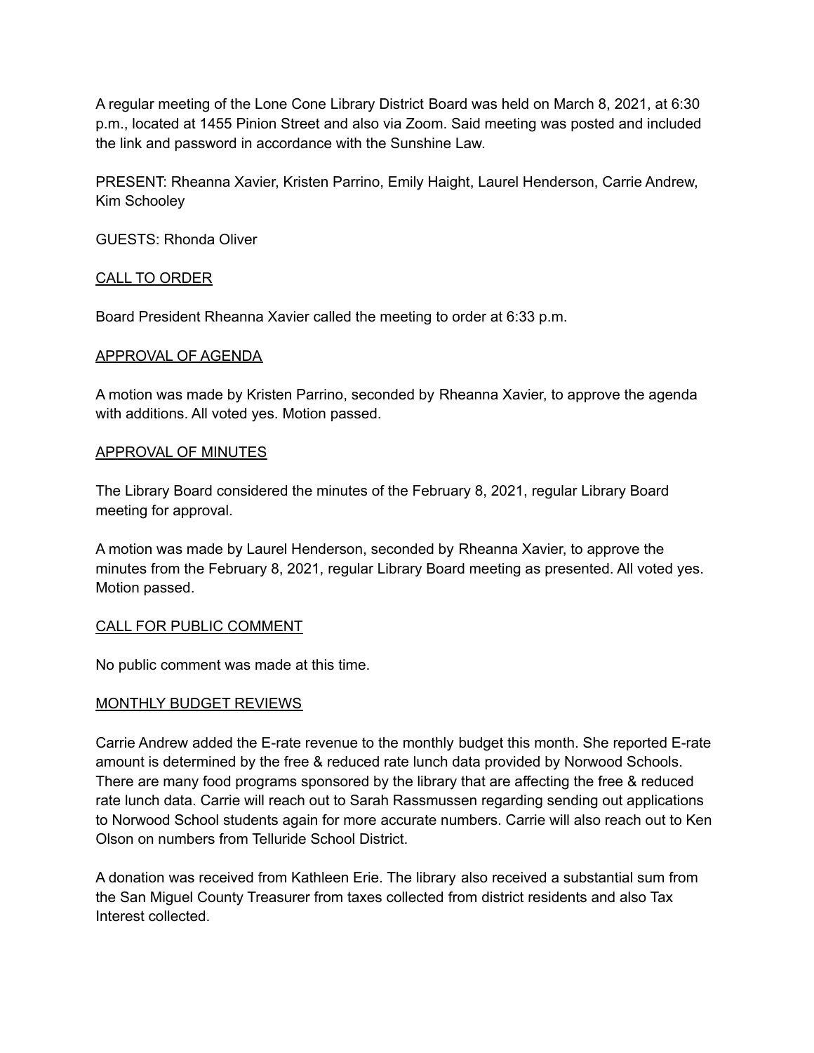A regular meeting of the Lone Cone Library District Board was held on March 8, 2021, at 6:30 p.m., located at 1455 Pinion Street and also via Zoom. Said meeting was posted and included the link and password in accordance with the Sunshine Law.

PRESENT: Rheanna Xavier, Kristen Parrino, Emily Haight, Laurel Henderson, Carrie Andrew, Kim Schooley

GUESTS: Rhonda Oliver

<u>CALL TO ORDER</u>

Board President Rheanna Xavier called the meeting to order at 6:33 p.m.

<u>APPROVAL OF AGENDA</u>

A motion was made by Kristen Parrino, seconded by Rheanna Xavier, to approve the agenda with additions. All voted yes. Motion passed.

<u>APPROVAL OF MINUTES</u>

The Library Board considered the minutes of the February 8, 2021, regular Library Board meeting for approval.

A motion was made by Laurel Henderson, seconded by Rheanna Xavier, to approve the minutes from the February 8, 2021, regular Library Board meeting as presented. All voted yes. Motion passed.

<u>CALL FOR PUBLIC COMMENT</u>

No public comment was made at this time.

<u>MONTHLY BUDGET REVIEWS</u>

Carrie Andrew added the E-rate revenue to the monthly budget this month. She reported E-rate amount is determined by the free & reduced rate lunch data provided by Norwood Schools. There are many food programs sponsored by the library that are affecting the free & reduced rate lunch data. Carrie will reach out to Sarah Rassmussen regarding sending out applications to Norwood School students again for more accurate numbers. Carrie will also reach out to Ken Olson on numbers from Telluride School District.

A donation was received from Kathleen Erie. The library also received a substantial sum from the San Miguel County Treasurer from taxes collected from district residents and also Tax Interest collected.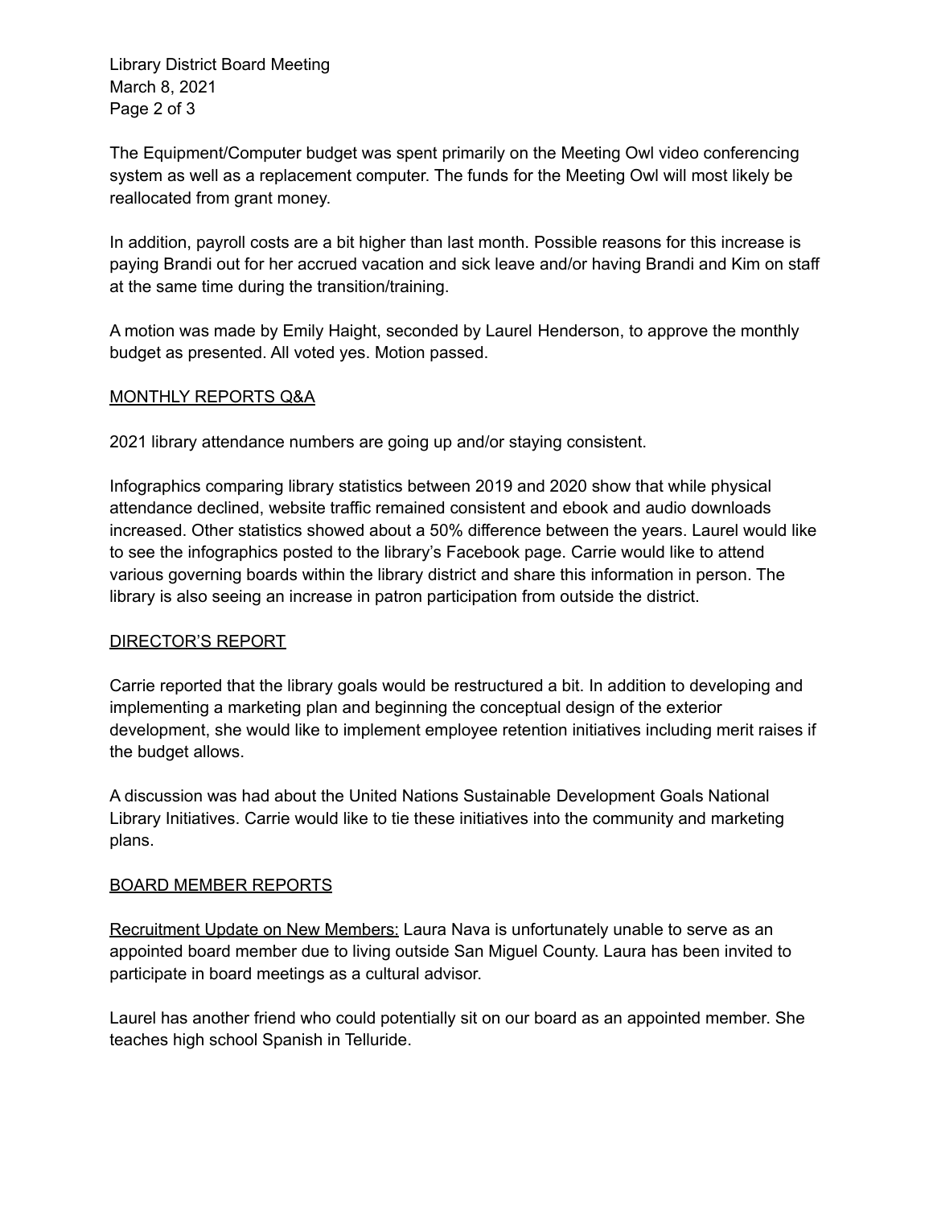The Equipment/Computer budget was spent primarily on the Meeting Owl video conferencing system as well as a replacement computer. The funds for the Meeting Owl will most likely be reallocated from grant money.

In addition, payroll costs are a bit higher than last month. Possible reasons for this increase is paying Brandi out for her accrued vacation and sick leave and/or having Brandi and Kim on staff at the same time during the transition/training.

A motion was made by Emily Haight, seconded by Laurel Henderson, to approve the monthly budget as presented. All voted yes. Motion passed.

## MONTHLY REPORTS Q&A

2021 library attendance numbers are going up and/or staying consistent.

Infographics comparing library statistics between 2019 and 2020 show that while physical attendance declined, website traffic remained consistent and ebook and audio downloads increased. Other statistics showed about a 50% difference between the years. Laurel would like to see the infographics posted to the library's Facebook page. Carrie would like to attend various governing boards within the library district and share this information in person. The library is also seeing an increase in patron participation from outside the district.

## DIRECTOR'S REPORT

Carrie reported that the library goals would be restructured a bit. In addition to developing and implementing a marketing plan and beginning the conceptual design of the exterior development, she would like to implement employee retention initiatives including merit raises if the budget allows.

A discussion was had about the United Nations Sustainable Development Goals National Library Initiatives. Carrie would like to tie these initiatives into the community and marketing plans.

## BOARD MEMBER REPORTS

Recruitment Update on New Members: Laura Nava is unfortunately unable to serve as an appointed board member due to living outside San Miguel County. Laura has been invited to participate in board meetings as a cultural advisor.

Laurel has another friend who could potentially sit on our board as an appointed member. She teaches high school Spanish in Telluride.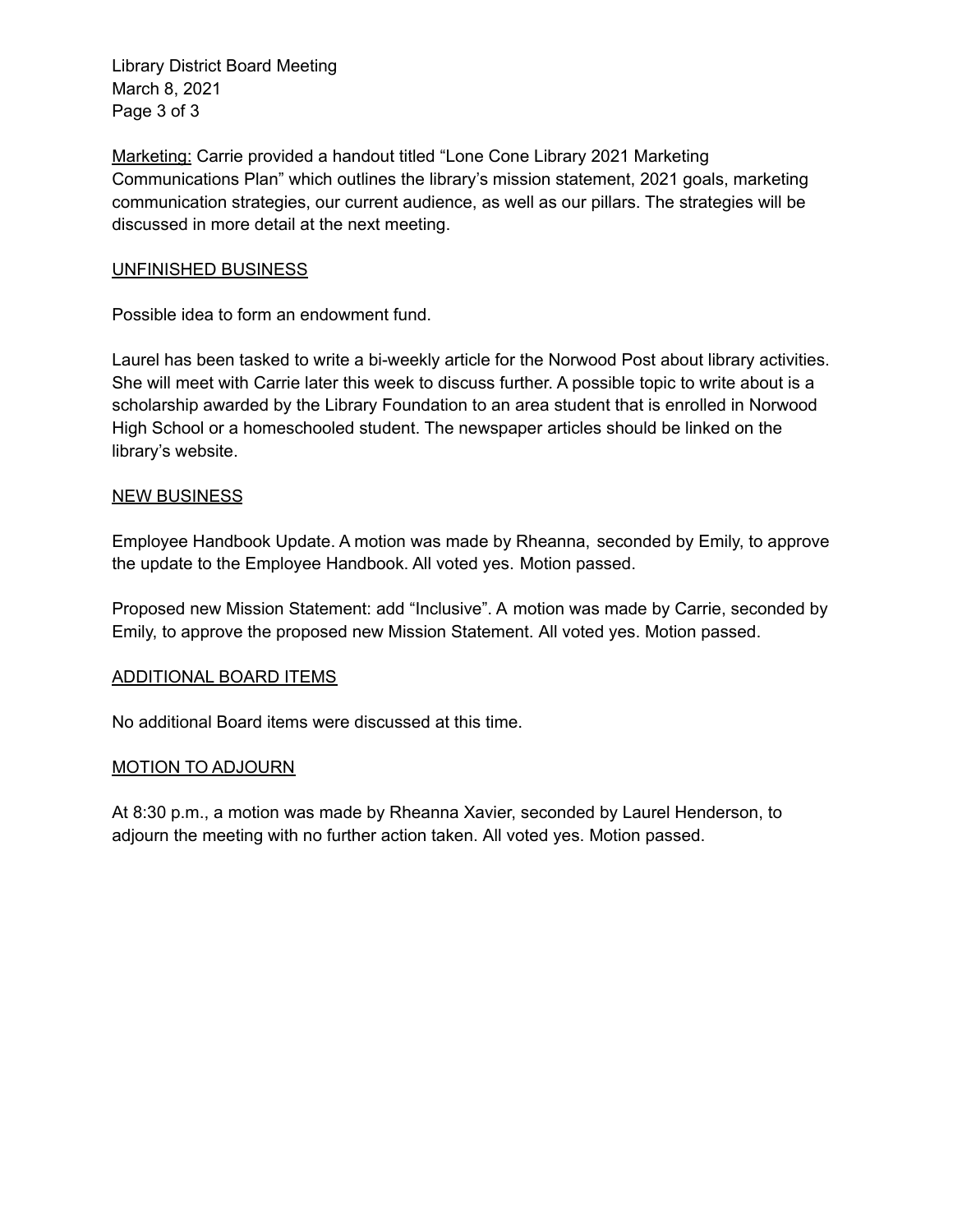Marketing: Carrie provided a handout titled "Lone Cone Library 2021 Marketing Communications Plan" which outlines the library's mission statement, 2021 goals, marketing communication strategies, our current audience, as well as our pillars. The strategies will be discussed in more detail at the next meeting.

## UNFINISHED BUSINESS

Possible idea to form an endowment fund.

Laurel has been tasked to write a bi-weekly article for the Norwood Post about library activities. She will meet with Carrie later this week to discuss further. A possible topic to write about is a scholarship awarded by the Library Foundation to an area student that is enrolled in Norwood High School or a homeschooled student. The newspaper articles should be linked on the library's website.

## NEW BUSINESS

Employee Handbook Update. A motion was made by Rheanna, seconded by Emily, to approve the update to the Employee Handbook. All voted yes. Motion passed.

Proposed new Mission Statement: add "Inclusive". A motion was made by Carrie, seconded by Emily, to approve the proposed new Mission Statement. All voted yes. Motion passed.

## ADDITIONAL BOARD ITEMS

No additional Board items were discussed at this time.

## MOTION TO ADJOURN

At 8:30 p.m., a motion was made by Rheanna Xavier, seconded by Laurel Henderson, to adjourn the meeting with no further action taken. All voted yes. Motion passed.